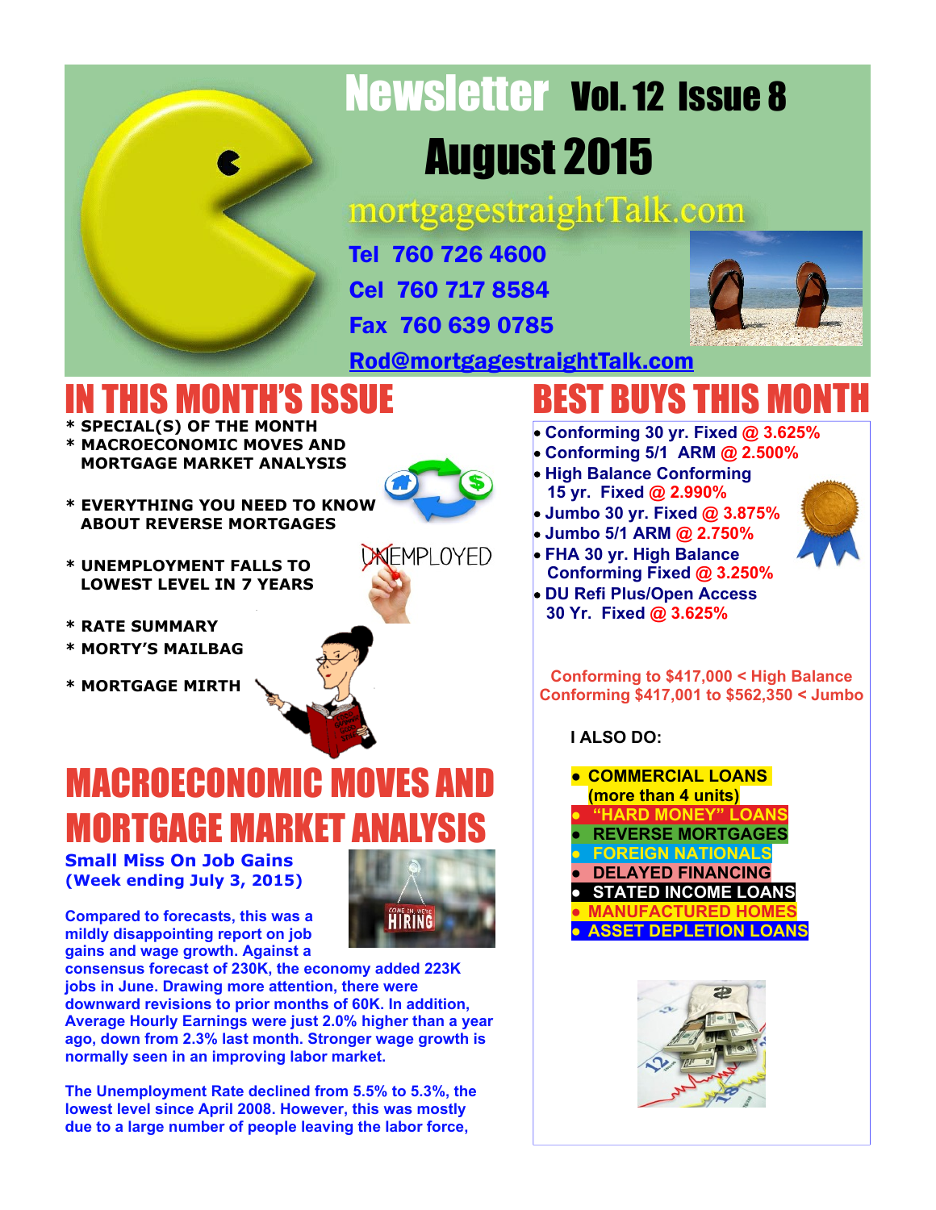# Newsletter Vol. 12 Issue 8

## August 2015

mortgagestraightTalk.com

**Tel 760 726 4600**

**Cel 760 717 8584**

**Fax 760 639 0785**

**Rod@mortgagestraightTalk.com**

# IN THIS MONTH'S ISSUE

* SPECIAL(S) OF THE MONTH
* MACROECONOMIC MOVES AND MORTGAGE MARKET ANALYSIS
* EVERYTHING YOU NEED TO KNOW ABOUT REVERSE MORTGAGES
* UNEMPLOYMENT FALLS TO LOWEST LEVEL IN 7 YEARS
* RATE SUMMARY
* MORTY'S MAILBAG
* MORTGAGE MIRTH

# MACROECONOMIC MOVES AND MORTGAGE MARKET ANALYSIS

### Small Miss On Job Gains (Week ending July 3, 2015)

**Compared to forecasts, this was a mildly disappointing report on job gains and wage growth. Against a consensus forecast of 230K, the economy added 223K jobs in June. Drawing more attention, there were downward revisions to prior months of 60K. In addition, Average Hourly Earnings were just 2.0% higher than a year ago, down from 2.3% last month. Stronger wage growth is normally seen in an improving labor market.**

**The Unemployment Rate declined from 5.5% to 5.3%, the lowest level since April 2008. However, this was mostly due to a large number of people leaving the labor force,**

# BEST BUYS THIS MONTH

- **Conforming 30 yr. Fixed @ 3.625%**
- **Conforming 5/1 ARM @ 2.500%**
- **High Balance Conforming 15 yr. Fixed @ 2.990%**
- **Jumbo 30 yr. Fixed @ 3.875%**
- **Jumbo 5/1 ARM @ 2.750%**
- **FHA 30 yr. High Balance Conforming Fixed @ 3.250%**
- **DU Refi Plus/Open Access 30 Yr. Fixed @ 3.625%**

**Conforming to $417,000 < High Balance Conforming $417,001 to $562,350 < Jumbo**

**I ALSO DO:**

- **COMMERCIAL LOANS (more than 4 units)**
- **"HARD MONEY" LOANS**
- **REVERSE MORTGAGES**
- **FOREIGN NATIONALS**
- **DELAYED FINANCING**
- **STATED INCOME LOANS**
- **MANUFACTURED HOMES**
- **ASSET DEPLETION LOANS**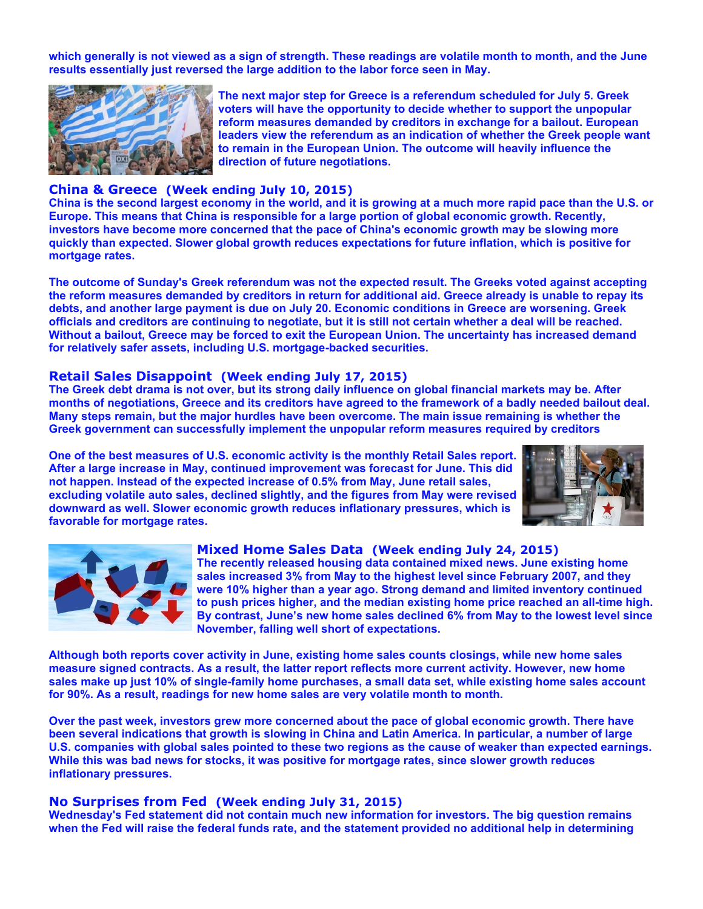which generally is not viewed as a sign of strength. These readings are volatile month to month, and the June results essentially just reversed the large addition to the labor force seen in May.

The next major step for Greece is a referendum scheduled for July 5. Greek voters will have the opportunity to decide whether to support the unpopular reform measures demanded by creditors in exchange for a bailout. European leaders view the referendum as an indication of whether the Greek people want to remain in the European Union. The outcome will heavily influence the direction of future negotiations.

## China & Greece (Week ending July 10, 2015)

China is the second largest economy in the world, and it is growing at a much more rapid pace than the U.S. or Europe. This means that China is responsible for a large portion of global economic growth. Recently, investors have become more concerned that the pace of China's economic growth may be slowing more quickly than expected. Slower global growth reduces expectations for future inflation, which is positive for mortgage rates.

The outcome of Sunday's Greek referendum was not the expected result. The Greeks voted against accepting the reform measures demanded by creditors in return for additional aid. Greece already is unable to repay its debts, and another large payment is due on July 20. Economic conditions in Greece are worsening. Greek officials and creditors are continuing to negotiate, but it is still not certain whether a deal will be reached. Without a bailout, Greece may be forced to exit the European Union. The uncertainty has increased demand for relatively safer assets, including U.S. mortgage-backed securities.

## Retail Sales Disappoint (Week ending July 17, 2015)

The Greek debt drama is not over, but its strong daily influence on global financial markets may be. After months of negotiations, Greece and its creditors have agreed to the framework of a badly needed bailout deal. Many steps remain, but the major hurdles have been overcome. The main issue remaining is whether the Greek government can successfully implement the unpopular reform measures required by creditors

One of the best measures of U.S. economic activity is the monthly Retail Sales report. After a large increase in May, continued improvement was forecast for June. This did not happen. Instead of the expected increase of 0.5% from May, June retail sales, excluding volatile auto sales, declined slightly, and the figures from May were revised downward as well. Slower economic growth reduces inflationary pressures, which is favorable for mortgage rates.

## Mixed Home Sales Data (Week ending July 24, 2015)

The recently released housing data contained mixed news. June existing home sales increased 3% from May to the highest level since February 2007, and they were 10% higher than a year ago. Strong demand and limited inventory continued to push prices higher, and the median existing home price reached an all-time high. By contrast, June's new home sales declined 6% from May to the lowest level since November, falling well short of expectations.

Although both reports cover activity in June, existing home sales counts closings, while new home sales measure signed contracts. As a result, the latter report reflects more current activity. However, new home sales make up just 10% of single-family home purchases, a small data set, while existing home sales account for 90%. As a result, readings for new home sales are very volatile month to month.

Over the past week, investors grew more concerned about the pace of global economic growth. There have been several indications that growth is slowing in China and Latin America. In particular, a number of large U.S. companies with global sales pointed to these two regions as the cause of weaker than expected earnings. While this was bad news for stocks, it was positive for mortgage rates, since slower growth reduces inflationary pressures.

## No Surprises from Fed (Week ending July 31, 2015)

Wednesday's Fed statement did not contain much new information for investors. The big question remains when the Fed will raise the federal funds rate, and the statement provided no additional help in determining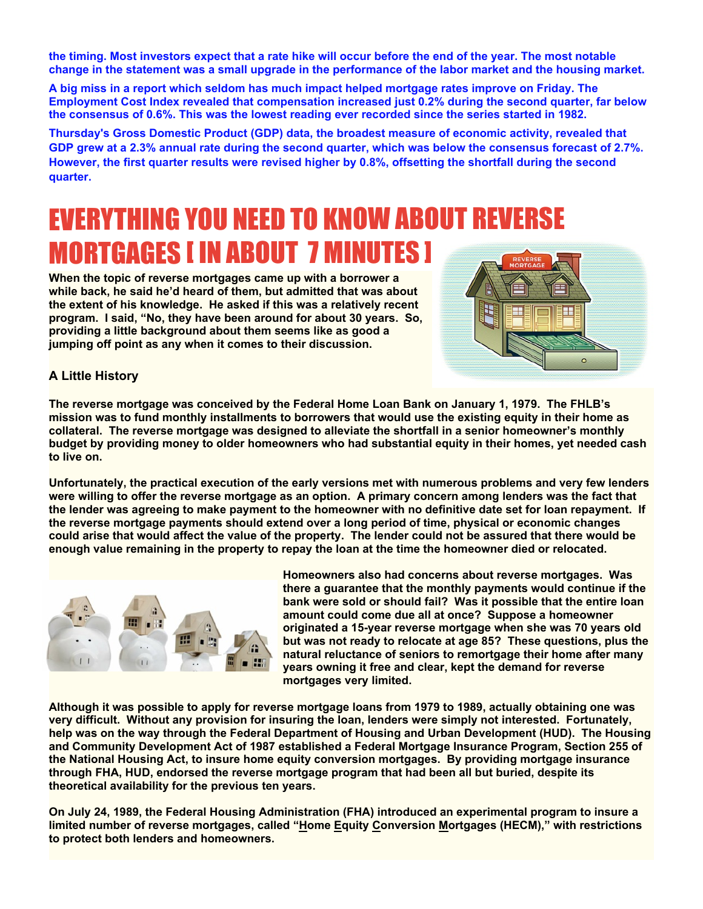**the timing. Most investors expect that a rate hike will occur before the end of the year. The most notable change in the statement was a small upgrade in the performance of the labor market and the housing market.**

**A big miss in a report which seldom has much impact helped mortgage rates improve on Friday. The Employment Cost Index revealed that compensation increased just 0.2% during the second quarter, far below the consensus of 0.6%. This was the lowest reading ever recorded since the series started in 1982.**

**Thursday's Gross Domestic Product (GDP) data, the broadest measure of economic activity, revealed that GDP grew at a 2.3% annual rate during the second quarter, which was below the consensus forecast of 2.7%. However, the first quarter results were revised higher by 0.8%, offsetting the shortfall during the second quarter.**

# EVERYTHING YOU NEED TO KNOW ABOUT REVERSE MORTGAGES [ IN ABOUT 7 MINUTES ]

**When the topic of reverse mortgages came up with a borrower a while back, he said he'd heard of them, but admitted that was about the extent of his knowledge. He asked if this was a relatively recent program. I said, "No, they have been around for about 30 years. So, providing a little background about them seems like as good a jumping off point as any when it comes to their discussion.**

### A Little History

**The reverse mortgage was conceived by the Federal Home Loan Bank on January 1, 1979. The FHLB's mission was to fund monthly installments to borrowers that would use the existing equity in their home as collateral. The reverse mortgage was designed to alleviate the shortfall in a senior homeowner's monthly budget by providing money to older homeowners who had substantial equity in their homes, yet needed cash to live on.**

**Unfortunately, the practical execution of the early versions met with numerous problems and very few lenders were willing to offer the reverse mortgage as an option. A primary concern among lenders was the fact that the lender was agreeing to make payment to the homeowner with no definitive date set for loan repayment. If the reverse mortgage payments should extend over a long period of time, physical or economic changes could arise that would affect the value of the property. The lender could not be assured that there would be enough value remaining in the property to repay the loan at the time the homeowner died or relocated.**

**Homeowners also had concerns about reverse mortgages. Was there a guarantee that the monthly payments would continue if the bank were sold or should fail? Was it possible that the entire loan amount could come due all at once? Suppose a homeowner originated a 15-year reverse mortgage when she was 70 years old but was not ready to relocate at age 85? These questions, plus the natural reluctance of seniors to remortgage their home after many years owning it free and clear, kept the demand for reverse mortgages very limited.**

**Although it was possible to apply for reverse mortgage loans from 1979 to 1989, actually obtaining one was very difficult. Without any provision for insuring the loan, lenders were simply not interested. Fortunately, help was on the way through the Federal Department of Housing and Urban Development (HUD). The Housing and Community Development Act of 1987 established a Federal Mortgage Insurance Program, Section 255 of the National Housing Act, to insure home equity conversion mortgages. By providing mortgage insurance through FHA, HUD, endorsed the reverse mortgage program that had been all but buried, despite its theoretical availability for the previous ten years.**

**On July 24, 1989, the Federal Housing Administration (FHA) introduced an experimental program to insure a limited number of reverse mortgages, called "Home Equity Conversion Mortgages (HECM)," with restrictions to protect both lenders and homeowners.**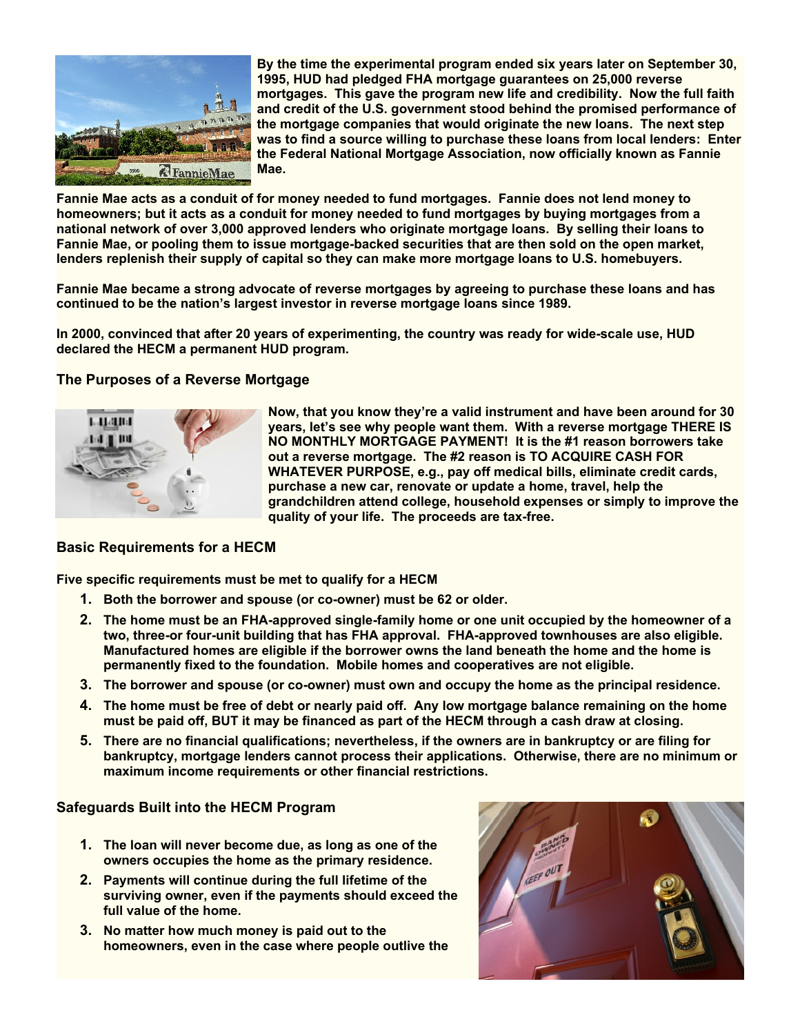**By the time the experimental program ended six years later on September 30, 1995, HUD had pledged FHA mortgage guarantees on 25,000 reverse mortgages. This gave the program new life and credibility. Now the full faith and credit of the U.S. government stood behind the promised performance of the mortgage companies that would originate the new loans. The next step was to find a source willing to purchase these loans from local lenders: Enter the Federal National Mortgage Association, now officially known as Fannie Mae.**

**Fannie Mae acts as a conduit of for money needed to fund mortgages. Fannie does not lend money to homeowners; but it acts as a conduit for money needed to fund mortgages by buying mortgages from a national network of over 3,000 approved lenders who originate mortgage loans. By selling their loans to Fannie Mae, or pooling them to issue mortgage-backed securities that are then sold on the open market, lenders replenish their supply of capital so they can make more mortgage loans to U.S. homebuyers.**

**Fannie Mae became a strong advocate of reverse mortgages by agreeing to purchase these loans and has continued to be the nation's largest investor in reverse mortgage loans since 1989.**

**In 2000, convinced that after 20 years of experimenting, the country was ready for wide-scale use, HUD declared the HECM a permanent HUD program.**

## The Purposes of a Reverse Mortgage

**Now, that you know they're a valid instrument and have been around for 30 years, let's see why people want them. With a reverse mortgage THERE IS NO MONTHLY MORTGAGE PAYMENT! It is the #1 reason borrowers take out a reverse mortgage. The #2 reason is TO ACQUIRE CASH FOR WHATEVER PURPOSE, e.g., pay off medical bills, eliminate credit cards, purchase a new car, renovate or update a home, travel, help the grandchildren attend college, household expenses or simply to improve the quality of your life. The proceeds are tax-free.**

## Basic Requirements for a HECM

**Five specific requirements must be met to qualify for a HECM**

1. **Both the borrower and spouse (or co-owner) must be 62 or older.**
2. **The home must be an FHA-approved single-family home or one unit occupied by the homeowner of a two, three-or four-unit building that has FHA approval. FHA-approved townhouses are also eligible. Manufactured homes are eligible if the borrower owns the land beneath the home and the home is permanently fixed to the foundation. Mobile homes and cooperatives are not eligible.**
3. **The borrower and spouse (or co-owner) must own and occupy the home as the principal residence.**
4. **The home must be free of debt or nearly paid off. Any low mortgage balance remaining on the home must be paid off, BUT it may be financed as part of the HECM through a cash draw at closing.**
5. **There are no financial qualifications; nevertheless, if the owners are in bankruptcy or are filing for bankruptcy, mortgage lenders cannot process their applications. Otherwise, there are no minimum or maximum income requirements or other financial restrictions.**

## Safeguards Built into the HECM Program

1. **The loan will never become due, as long as one of the owners occupies the home as the primary residence.**
2. **Payments will continue during the full lifetime of the surviving owner, even if the payments should exceed the full value of the home.**
3. **No matter how much money is paid out to the homeowners, even in the case where people outlive the**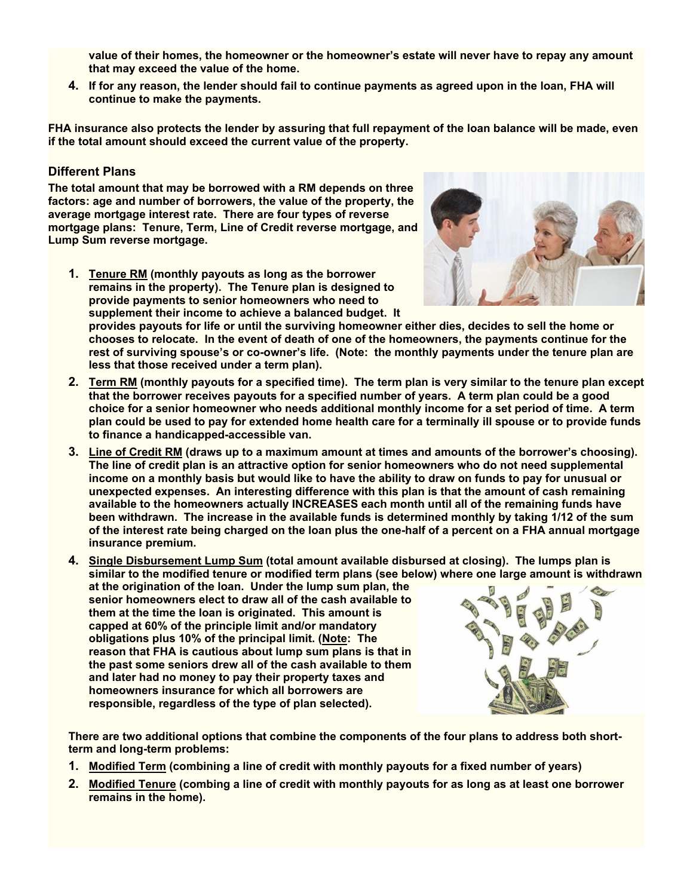value of their homes, the homeowner or the homeowner's estate will never have to repay any amount that may exceed the value of the home.

4. If for any reason, the lender should fail to continue payments as agreed upon in the loan, FHA will continue to make the payments.

FHA insurance also protects the lender by assuring that full repayment of the loan balance will be made, even if the total amount should exceed the current value of the property.

## Different Plans

The total amount that may be borrowed with a RM depends on three factors: age and number of borrowers, the value of the property, the average mortgage interest rate. There are four types of reverse mortgage plans: Tenure, Term, Line of Credit reverse mortgage, and Lump Sum reverse mortgage.

1. <u>Tenure RM</u> (monthly payouts as long as the borrower remains in the property). The Tenure plan is designed to provide payments to senior homeowners who need to supplement their income to achieve a balanced budget. It provides payouts for life or until the surviving homeowner either dies, decides to sell the home or chooses to relocate. In the event of death of one of the homeowners, the payments continue for the rest of surviving spouse's or co-owner's life. (Note: the monthly payments under the tenure plan are less that those received under a term plan).
2. <u>Term RM</u> (monthly payouts for a specified time). The term plan is very similar to the tenure plan except that the borrower receives payouts for a specified number of years. A term plan could be a good choice for a senior homeowner who needs additional monthly income for a set period of time. A term plan could be used to pay for extended home health care for a terminally ill spouse or to provide funds to finance a handicapped-accessible van.
3. <u>Line of Credit RM</u> (draws up to a maximum amount at times and amounts of the borrower's choosing). The line of credit plan is an attractive option for senior homeowners who do not need supplemental income on a monthly basis but would like to have the ability to draw on funds to pay for unusual or unexpected expenses. An interesting difference with this plan is that the amount of cash remaining available to the homeowners actually INCREASES each month until all of the remaining funds have been withdrawn. The increase in the available funds is determined monthly by taking 1/12 of the sum of the interest rate being charged on the loan plus the one-half of a percent on a FHA annual mortgage insurance premium.
4. <u>Single Disbursement Lump Sum</u> (total amount available disbursed at closing). The lumps plan is similar to the modified tenure or modified term plans (see below) where one large amount is withdrawn at the origination of the loan. Under the lump sum plan, the senior homeowners elect to draw all of the cash available to them at the time the loan is originated. This amount is capped at 60% of the principle limit and/or mandatory obligations plus 10% of the principal limit. (<u>Note</u>: The reason that FHA is cautious about lump sum plans is that in the past some seniors drew all of the cash available to them and later had no money to pay their property taxes and homeowners insurance for which all borrowers are responsible, regardless of the type of plan selected).

There are two additional options that combine the components of the four plans to address both short-term and long-term problems:

1. <u>Modified Term</u> (combining a line of credit with monthly payouts for a fixed number of years)
2. <u>Modified Tenure</u> (combing a line of credit with monthly payouts for as long as at least one borrower remains in the home).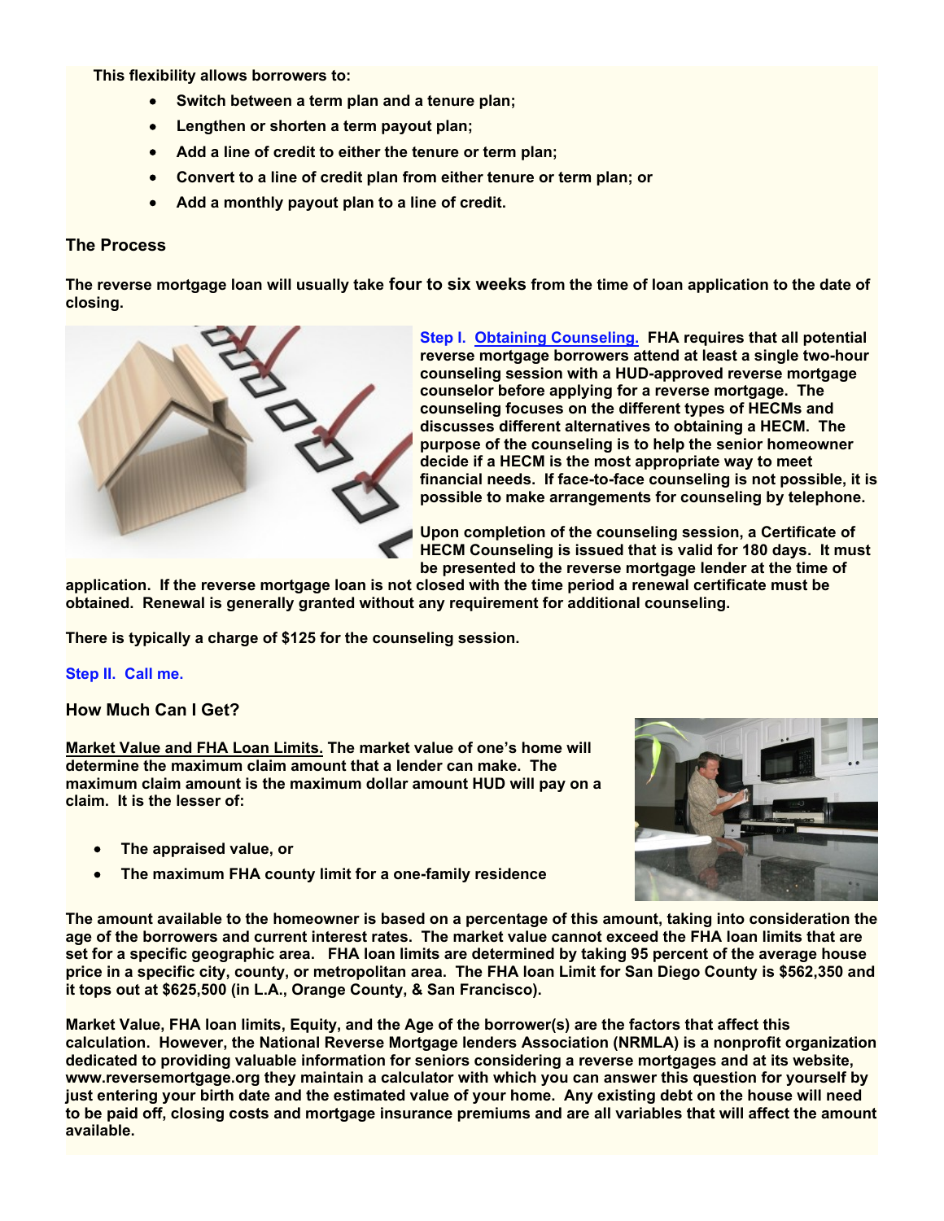**This flexibility allows borrowers to:**

- **Switch between a term plan and a tenure plan;**
- **Lengthen or shorten a term payout plan;**
- **Add a line of credit to either the tenure or term plan;**
- **Convert to a line of credit plan from either tenure or term plan; or**
- **Add a monthly payout plan to a line of credit.**

## The Process

**The reverse mortgage loan will usually take four to six weeks from the time of loan application to the date of closing.**

**Step I. Obtaining Counseling. FHA requires that all potential reverse mortgage borrowers attend at least a single two-hour counseling session with a HUD-approved reverse mortgage counselor before applying for a reverse mortgage. The counseling focuses on the different types of HECMs and discusses different alternatives to obtaining a HECM. The purpose of the counseling is to help the senior homeowner decide if a HECM is the most appropriate way to meet financial needs. If face-to-face counseling is not possible, it is possible to make arrangements for counseling by telephone.**

**Upon completion of the counseling session, a Certificate of HECM Counseling is issued that is valid for 180 days. It must be presented to the reverse mortgage lender at the time of application. If the reverse mortgage loan is not closed with the time period a renewal certificate must be obtained. Renewal is generally granted without any requirement for additional counseling.**

**There is typically a charge of $125 for the counseling session.**

**Step II. Call me.**

## How Much Can I Get?

**Market Value and FHA Loan Limits. The market value of one's home will determine the maximum claim amount that a lender can make. The maximum claim amount is the maximum dollar amount HUD will pay on a claim. It is the lesser of:**

- **The appraised value, or**
- **The maximum FHA county limit for a one-family residence**

**The amount available to the homeowner is based on a percentage of this amount, taking into consideration the age of the borrowers and current interest rates. The market value cannot exceed the FHA loan limits that are set for a specific geographic area. FHA loan limits are determined by taking 95 percent of the average house price in a specific city, county, or metropolitan area. The FHA loan Limit for San Diego County is $562,350 and it tops out at $625,500 (in L.A., Orange County, & San Francisco).**

**Market Value, FHA loan limits, Equity, and the Age of the borrower(s) are the factors that affect this calculation. However, the National Reverse Mortgage lenders Association (NRMLA) is a nonprofit organization dedicated to providing valuable information for seniors considering a reverse mortgages and at its website, www.reversemortgage.org they maintain a calculator with which you can answer this question for yourself by just entering your birth date and the estimated value of your home. Any existing debt on the house will need to be paid off, closing costs and mortgage insurance premiums and are all variables that will affect the amount available.**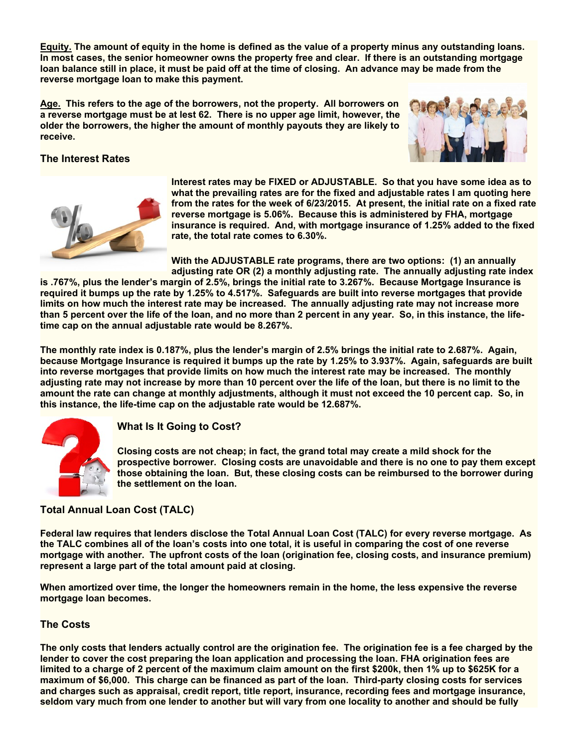**Equity.** **The amount of equity in the home is defined as the value of a property minus any outstanding loans. In most cases, the senior homeowner owns the property free and clear. If there is an outstanding mortgage loan balance still in place, it must be paid off at the time of closing. An advance may be made from the reverse mortgage loan to make this payment.**

**Age.** **This refers to the age of the borrowers, not the property. All borrowers on a reverse mortgage must be at lest 62. There is no upper age limit, however, the older the borrowers, the higher the amount of monthly payouts they are likely to receive.**

### The Interest Rates

**Interest rates may be FIXED or ADJUSTABLE. So that you have some idea as to what the prevailing rates are for the fixed and adjustable rates I am quoting here from the rates for the week of 6/23/2015. At present, the initial rate on a fixed rate reverse mortgage is 5.06%. Because this is administered by FHA, mortgage insurance is required. And, with mortgage insurance of 1.25% added to the fixed rate, the total rate comes to 6.30%.**

**With the ADJUSTABLE rate programs, there are two options: (1) an annually adjusting rate OR (2) a monthly adjusting rate. The annually adjusting rate index is .767%, plus the lender's margin of 2.5%, brings the initial rate to 3.267%. Because Mortgage Insurance is required it bumps up the rate by 1.25% to 4.517%. Safeguards are built into reverse mortgages that provide limits on how much the interest rate may be increased. The annually adjusting rate may not increase more than 5 percent over the life of the loan, and no more than 2 percent in any year. So, in this instance, the life-time cap on the annual adjustable rate would be 8.267%.**

**The monthly rate index is 0.187%, plus the lender's margin of 2.5% brings the initial rate to 2.687%. Again, because Mortgage Insurance is required it bumps up the rate by 1.25% to 3.937%. Again, safeguards are built into reverse mortgages that provide limits on how much the interest rate may be increased. The monthly adjusting rate may not increase by more than 10 percent over the life of the loan, but there is no limit to the amount the rate can change at monthly adjustments, although it must not exceed the 10 percent cap. So, in this instance, the life-time cap on the adjustable rate would be 12.687%.**

### What Is It Going to Cost?

**Closing costs are not cheap; in fact, the grand total may create a mild shock for the prospective borrower. Closing costs are unavoidable and there is no one to pay them except those obtaining the loan. But, these closing costs can be reimbursed to the borrower during the settlement on the loan.**

### Total Annual Loan Cost (TALC)

**Federal law requires that lenders disclose the Total Annual Loan Cost (TALC) for every reverse mortgage. As the TALC combines all of the loan's costs into one total, it is useful in comparing the cost of one reverse mortgage with another. The upfront costs of the loan (origination fee, closing costs, and insurance premium) represent a large part of the total amount paid at closing.**

**When amortized over time, the longer the homeowners remain in the home, the less expensive the reverse mortgage loan becomes.**

### The Costs

**The only costs that lenders actually control are the origination fee. The origination fee is a fee charged by the lender to cover the cost preparing the loan application and processing the loan. FHA origination fees are limited to a charge of 2 percent of the maximum claim amount on the first $200k, then 1% up to $625K for a maximum of $6,000. This charge can be financed as part of the loan. Third-party closing costs for services and charges such as appraisal, credit report, title report, insurance, recording fees and mortgage insurance, seldom vary much from one lender to another but will vary from one locality to another and should be fully**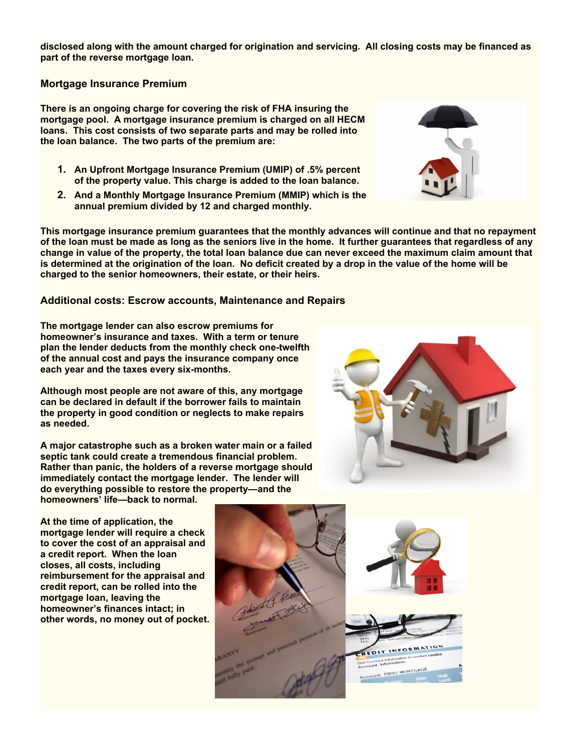**disclosed along with the amount charged for origination and servicing. All closing costs may be financed as part of the reverse mortgage loan.**

### Mortgage Insurance Premium

**There is an ongoing charge for covering the risk of FHA insuring the mortgage pool. A mortgage insurance premium is charged on all HECM loans. This cost consists of two separate parts and may be rolled into the loan balance. The two parts of the premium are:**

1. **An Upfront Mortgage Insurance Premium (UMIP) of .5% percent of the property value. This charge is added to the loan balance.**
2. **And a Monthly Mortgage Insurance Premium (MMIP) which is the annual premium divided by 12 and charged monthly.**

**This mortgage insurance premium guarantees that the monthly advances will continue and that no repayment of the loan must be made as long as the seniors live in the home. It further guarantees that regardless of any change in value of the property, the total loan balance due can never exceed the maximum claim amount that is determined at the origination of the loan. No deficit created by a drop in the value of the home will be charged to the senior homeowners, their estate, or their heirs.**

### Additional costs: Escrow accounts, Maintenance and Repairs

**The mortgage lender can also escrow premiums for homeowner's insurance and taxes. With a term or tenure plan the lender deducts from the monthly check one-twelfth of the annual cost and pays the insurance company once each year and the taxes every six-months.**

**Although most people are not aware of this, any mortgage can be declared in default if the borrower fails to maintain the property in good condition or neglects to make repairs as needed.**

**A major catastrophe such as a broken water main or a failed septic tank could create a tremendous financial problem. Rather than panic, the holders of a reverse mortgage should immediately contact the mortgage lender. The lender will do everything possible to restore the property—and the homeowners' life—back to normal.**

**At the time of application, the mortgage lender will require a check to cover the cost of an appraisal and a credit report. When the loan closes, all costs, including reimbursement for the appraisal and credit report, can be rolled into the mortgage loan, leaving the homeowner's finances intact; in other words, no money out of pocket.**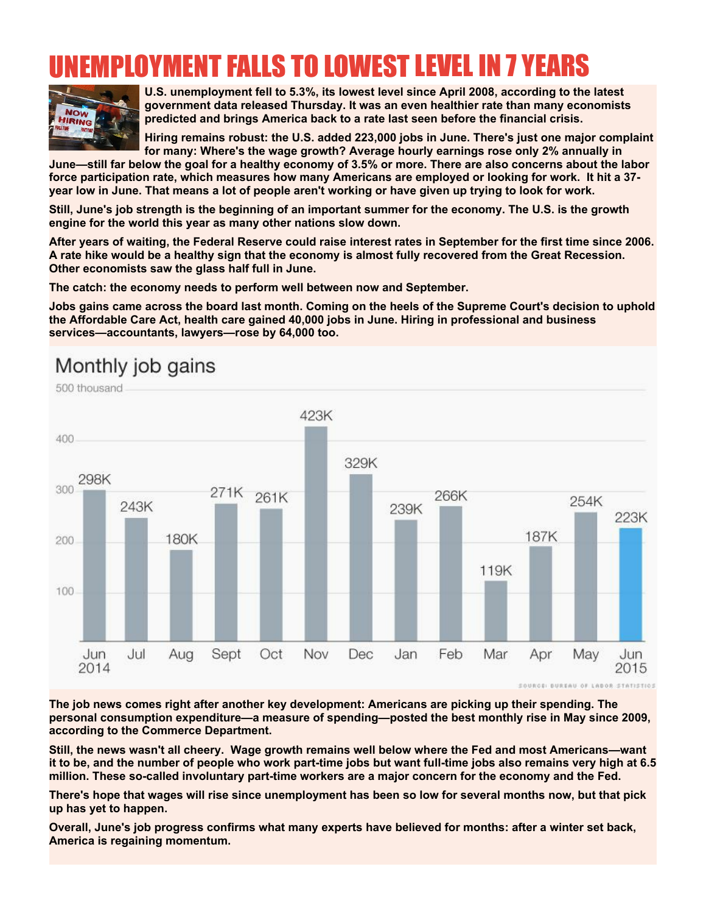# UNEMPLOYMENT FALLS TO LOWEST LEVEL IN 7 YEARS

**U.S. unemployment fell to 5.3%, its lowest level since April 2008, according to the latest government data released Thursday. It was an even healthier rate than many economists predicted and brings America back to a rate last seen before the financial crisis.**

**Hiring remains robust: the U.S. added 223,000 jobs in June. There's just one major complaint for many: Where's the wage growth? Average hourly earnings rose only 2% annually in June—still far below the goal for a healthy economy of 3.5% or more. There are also concerns about the labor force participation rate, which measures how many Americans are employed or looking for work. It hit a 37-year low in June. That means a lot of people aren't working or have given up trying to look for work.**

**Still, June's job strength is the beginning of an important summer for the economy. The U.S. is the growth engine for the world this year as many other nations slow down.**

**After years of waiting, the Federal Reserve could raise interest rates in September for the first time since 2006. A rate hike would be a healthy sign that the economy is almost fully recovered from the Great Recession. Other economists saw the glass half full in June.**

**The catch: the economy needs to perform well between now and September.**

**Jobs gains came across the board last month. Coming on the heels of the Supreme Court's decision to uphold the Affordable Care Act, health care gained 40,000 jobs in June. Hiring in professional and business services—accountants, lawyers—rose by 64,000 too.**

## Monthly job gains

| Month | Job gains |
|---|---|
| Jun 2014 | 298K |
| Jul | 243K |
| Aug | 180K |
| Sept | 271K |
| Oct | 261K |
| Nov | 423K |
| Dec | 329K |
| Jan | 239K |
| Feb | 266K |
| Mar | 119K |
| Apr | 187K |
| May | 254K |
| Jun 2015 | 223K |

SOURCE: BUREAU OF LABOR STATISTICS

**The job news comes right after another key development: Americans are picking up their spending. The personal consumption expenditure—a measure of spending—posted the best monthly rise in May since 2009, according to the Commerce Department.**

**Still, the news wasn't all cheery. Wage growth remains well below where the Fed and most Americans—want it to be, and the number of people who work part-time jobs but want full-time jobs also remains very high at 6.5 million. These so-called involuntary part-time workers are a major concern for the economy and the Fed.**

**There's hope that wages will rise since unemployment has been so low for several months now, but that pick up has yet to happen.**

**Overall, June's job progress confirms what many experts have believed for months: after a winter set back, America is regaining momentum.**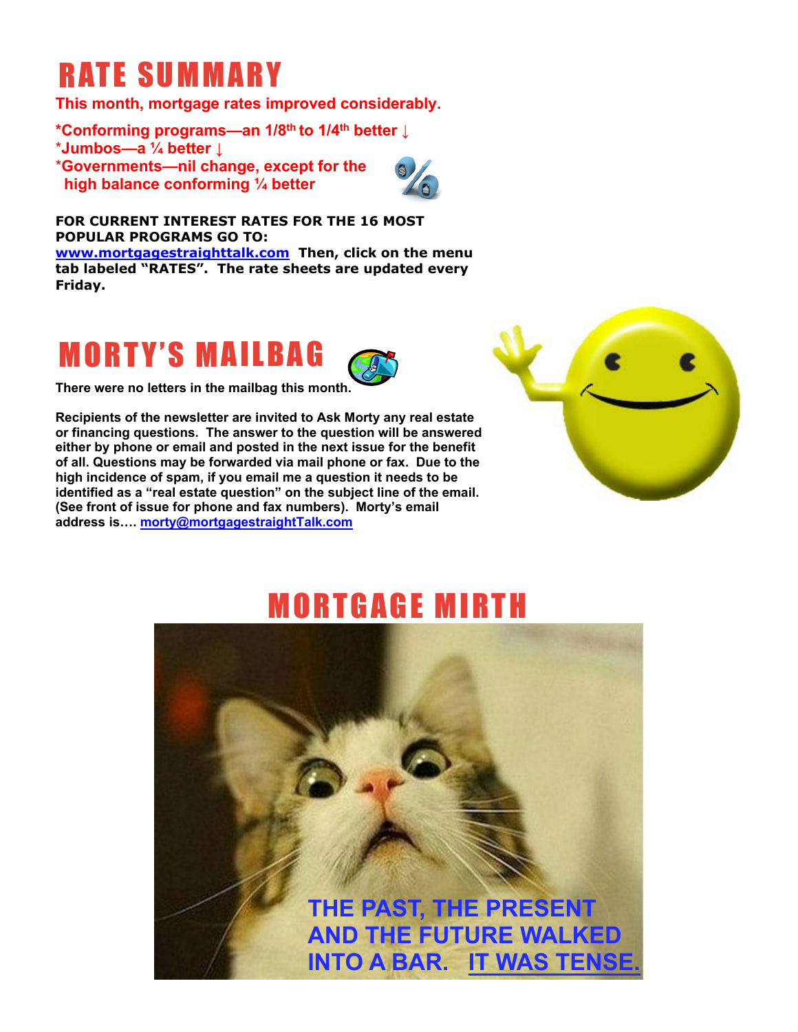# RATE SUMMARY

**This month, mortgage rates improved considerably.**

**\*Conforming programs—an 1/8th to 1/4th better ↓**
**\*Jumbos—a ¼ better ↓**
**\*Governments—nil change, except for the high balance conforming ¼ better**

**FOR CURRENT INTEREST RATES FOR THE 16 MOST POPULAR PROGRAMS GO TO:**
**www.mortgagestraighttalk.com Then, click on the menu tab labeled "RATES". The rate sheets are updated every Friday.**

# MORTY'S MAILBAG

**There were no letters in the mailbag this month.**

**Recipients of the newsletter are invited to Ask Morty any real estate or financing questions. The answer to the question will be answered either by phone or email and posted in the next issue for the benefit of all. Questions may be forwarded via mail phone or fax. Due to the high incidence of spam, if you email me a question it needs to be identified as a "real estate question" on the subject line of the email. (See front of issue for phone and fax numbers). Morty's email address is…. morty@mortgagestraightTalk.com**

# MORTGAGE MIRTH

THE PAST, THE PRESENT AND THE FUTURE WALKED INTO A BAR. IT WAS TENSE.